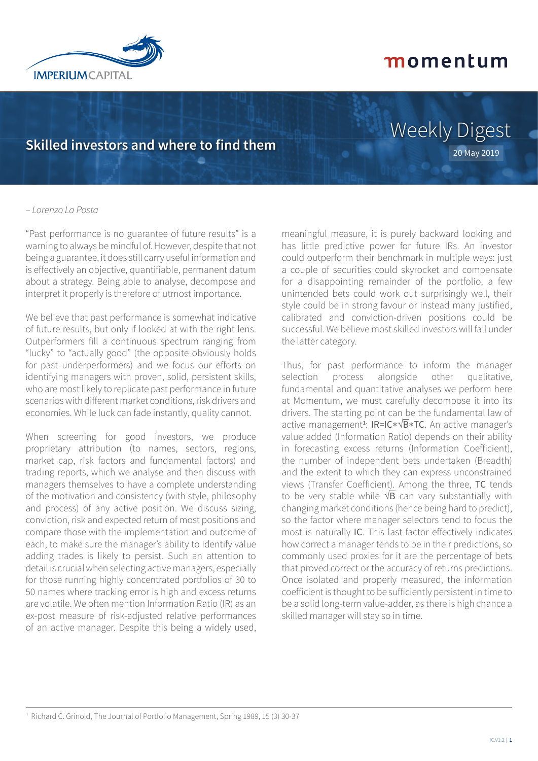# Skilled investors and where to find them

Weekly Digest

20 May 2019

*– Lorenzo La Posta*

"Past performance is no guarantee of future results" is a warning to always be mindful of. However, despite that not being a guarantee, it does still carry useful information and is effectively an objective, quantifiable, permanent datum about a strategy. Being able to analyse, decompose and interpret it properly is therefore of utmost importance.

We believe that past performance is somewhat indicative of future results, but only if looked at with the right lens. Outperformers fill a continuous spectrum ranging from "lucky" to "actually good" (the opposite obviously holds for past underperformers) and we focus our efforts on identifying managers with proven, solid, persistent skills, who are most likely to replicate past performance in future scenarios with different market conditions, risk drivers and economies. While luck can fade instantly, quality cannot.

When screening for good investors, we produce proprietary attribution (to names, sectors, regions, market cap, risk factors and fundamental factors) and trading reports, which we analyse and then discuss with managers themselves to have a complete understanding of the motivation and consistency (with style, philosophy and process) of any active position. We discuss sizing, conviction, risk and expected return of most positions and compare those with the implementation and outcome of each, to make sure the manager's ability to identify value adding trades is likely to persist. Such an attention to detail is crucial when selecting active managers, especially for those running highly concentrated portfolios of 30 to 50 names where tracking error is high and excess returns are volatile. We often mention Information Ratio (IR) as an ex-post measure of risk-adjusted relative performances of an active manager. Despite this being a widely used, meaningful measure, it is purely backward looking and has little predictive power for future IRs. An investor could outperform their benchmark in multiple ways: just a couple of securities could skyrocket and compensate for a disappointing remainder of the portfolio, a few unintended bets could work out surprisingly well, their style could be in strong favour or instead many justified, calibrated and conviction-driven positions could be successful. We believe most skilled investors will fall under the latter category.

Thus, for past performance to inform the manager selection process alongside other qualitative, fundamental and quantitative analyses we perform here at Momentum, we must carefully decompose it into its drivers. The starting point can be the fundamental law of active management[1]: $IR = IC * \sqrt{B} * TC$. An active manager's value added (Information Ratio) depends on their ability in forecasting excess returns (Information Coefficient), the number of independent bets undertaken (Breadth) and the extent to which they can express unconstrained views (Transfer Coefficient). Among the three, $TC$ tends to be very stable while $\sqrt{B}$ can vary substantially with changing market conditions (hence being hard to predict), so the factor where manager selectors tend to focus the most is naturally $IC$. This last factor effectively indicates how correct a manager tends to be in their predictions, so commonly used proxies for it are the percentage of bets that proved correct or the accuracy of returns predictions. Once isolated and properly measured, the information coefficient is thought to be sufficiently persistent in time to be a solid long-term value-adder, as there is high chance a skilled manager will stay so in time.

---

[1] Richard C. Grinold, The Journal of Portfolio Management, Spring 1989, 15 (3) 30-37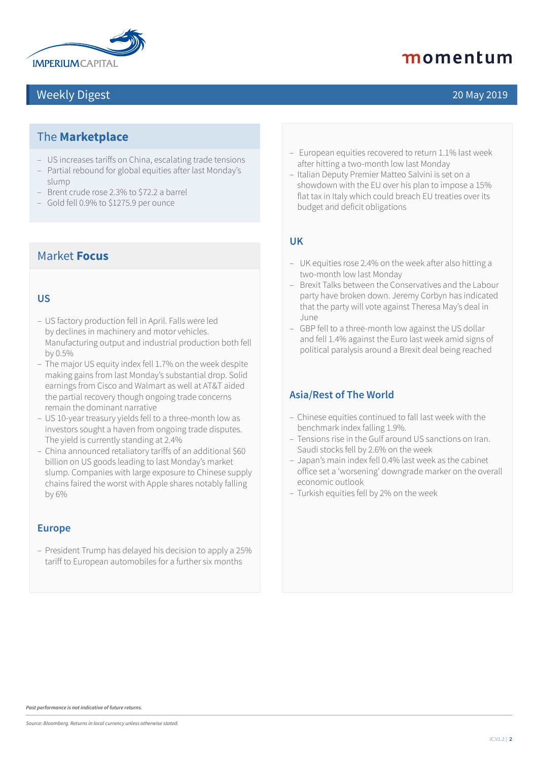# Weekly Digest

20 May 2019

## The **Marketplace**

- US increases tariffs on China, escalating trade tensions
- Partial rebound for global equities after last Monday's slump
- Brent crude rose 2.3% to $72.2 a barrel
- Gold fell 0.9% to $1275.9 per ounce

## Market **Focus**

### US

- US factory production fell in April. Falls were led by declines in machinery and motor vehicles. Manufacturing output and industrial production both fell by 0.5%
- The major US equity index fell 1.7% on the week despite making gains from last Monday's substantial drop. Solid earnings from Cisco and Walmart as well at AT&T aided the partial recovery though ongoing trade concerns remain the dominant narrative
- US 10-year treasury yields fell to a three-month low as investors sought a haven from ongoing trade disputes. The yield is currently standing at 2.4%
- China announced retaliatory tariffs of an additional $60 billion on US goods leading to last Monday's market slump. Companies with large exposure to Chinese supply chains faired the worst with Apple shares notably falling by 6%

### Europe

- President Trump has delayed his decision to apply a 25% tariff to European automobiles for a further six months
- European equities recovered to return 1.1% last week after hitting a two-month low last Monday
- Italian Deputy Premier Matteo Salvini is set on a showdown with the EU over his plan to impose a 15% flat tax in Italy which could breach EU treaties over its budget and deficit obligations

### UK

- UK equities rose 2.4% on the week after also hitting a two-month low last Monday
- Brexit Talks between the Conservatives and the Labour party have broken down. Jeremy Corbyn has indicated that the party will vote against Theresa May's deal in June
- GBP fell to a three-month low against the US dollar and fell 1.4% against the Euro last week amid signs of political paralysis around a Brexit deal being reached

### Asia/Rest of The World

- Chinese equities continued to fall last week with the benchmark index falling 1.9%.
- Tensions rise in the Gulf around US sanctions on Iran. Saudi stocks fell by 2.6% on the week
- Japan's main index fell 0.4% last week as the cabinet office set a 'worsening' downgrade marker on the overall economic outlook
- Turkish equities fell by 2% on the week

*Past performance is not indicative of future returns.*

*Source: Bloomberg. Returns in local currency unless otherwise stated.*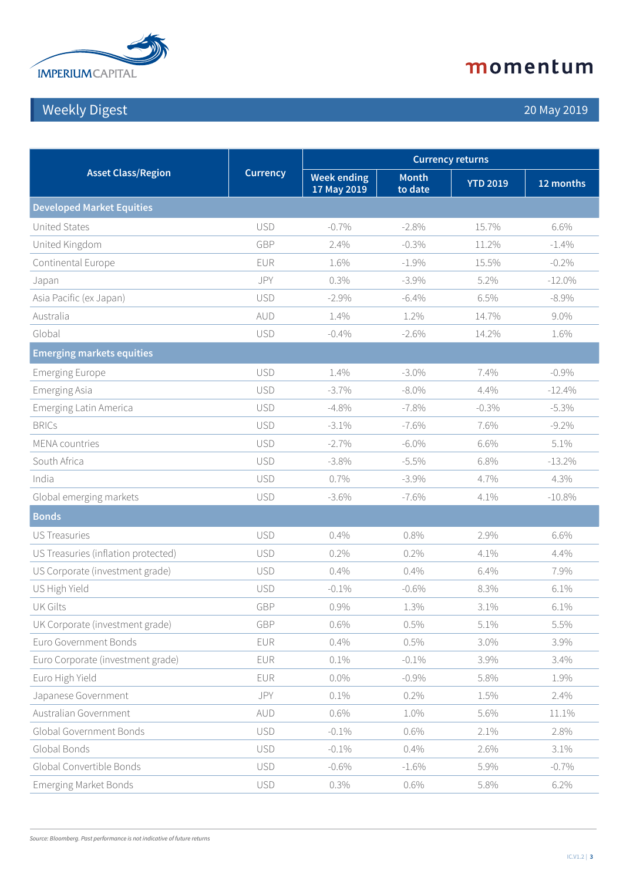## Weekly Digest

20 May 2019

| Asset Class/Region | Currency | Currency returns | | | |
|---|---|---|---|---|---|
| | | Week ending 17 May 2019 | Month to date | YTD 2019 | 12 months |
| **Developed Market Equities** | | | | | |
| United States | USD | -0.7% | -2.8% | 15.7% | 6.6% |
| United Kingdom | GBP | 2.4% | -0.3% | 11.2% | -1.4% |
| Continental Europe | EUR | 1.6% | -1.9% | 15.5% | -0.2% |
| Japan | JPY | 0.3% | -3.9% | 5.2% | -12.0% |
| Asia Pacific (ex Japan) | USD | -2.9% | -6.4% | 6.5% | -8.9% |
| Australia | AUD | 1.4% | 1.2% | 14.7% | 9.0% |
| Global | USD | -0.4% | -2.6% | 14.2% | 1.6% |
| **Emerging markets equities** | | | | | |
| Emerging Europe | USD | 1.4% | -3.0% | 7.4% | -0.9% |
| Emerging Asia | USD | -3.7% | -8.0% | 4.4% | -12.4% |
| Emerging Latin America | USD | -4.8% | -7.8% | -0.3% | -5.3% |
| BRICs | USD | -3.1% | -7.6% | 7.6% | -9.2% |
| MENA countries | USD | -2.7% | -6.0% | 6.6% | 5.1% |
| South Africa | USD | -3.8% | -5.5% | 6.8% | -13.2% |
| India | USD | 0.7% | -3.9% | 4.7% | 4.3% |
| Global emerging markets | USD | -3.6% | -7.6% | 4.1% | -10.8% |
| **Bonds** | | | | | |
| US Treasuries | USD | 0.4% | 0.8% | 2.9% | 6.6% |
| US Treasuries (inflation protected) | USD | 0.2% | 0.2% | 4.1% | 4.4% |
| US Corporate (investment grade) | USD | 0.4% | 0.4% | 6.4% | 7.9% |
| US High Yield | USD | -0.1% | -0.6% | 8.3% | 6.1% |
| UK Gilts | GBP | 0.9% | 1.3% | 3.1% | 6.1% |
| UK Corporate (investment grade) | GBP | 0.6% | 0.5% | 5.1% | 5.5% |
| Euro Government Bonds | EUR | 0.4% | 0.5% | 3.0% | 3.9% |
| Euro Corporate (investment grade) | EUR | 0.1% | -0.1% | 3.9% | 3.4% |
| Euro High Yield | EUR | 0.0% | -0.9% | 5.8% | 1.9% |
| Japanese Government | JPY | 0.1% | 0.2% | 1.5% | 2.4% |
| Australian Government | AUD | 0.6% | 1.0% | 5.6% | 11.1% |
| Global Government Bonds | USD | -0.1% | 0.6% | 2.1% | 2.8% |
| Global Bonds | USD | -0.1% | 0.4% | 2.6% | 3.1% |
| Global Convertible Bonds | USD | -0.6% | -1.6% | 5.9% | -0.7% |
| Emerging Market Bonds | USD | 0.3% | 0.6% | 5.8% | 6.2% |

*Source: Bloomberg. Past performance is not indicative of future returns*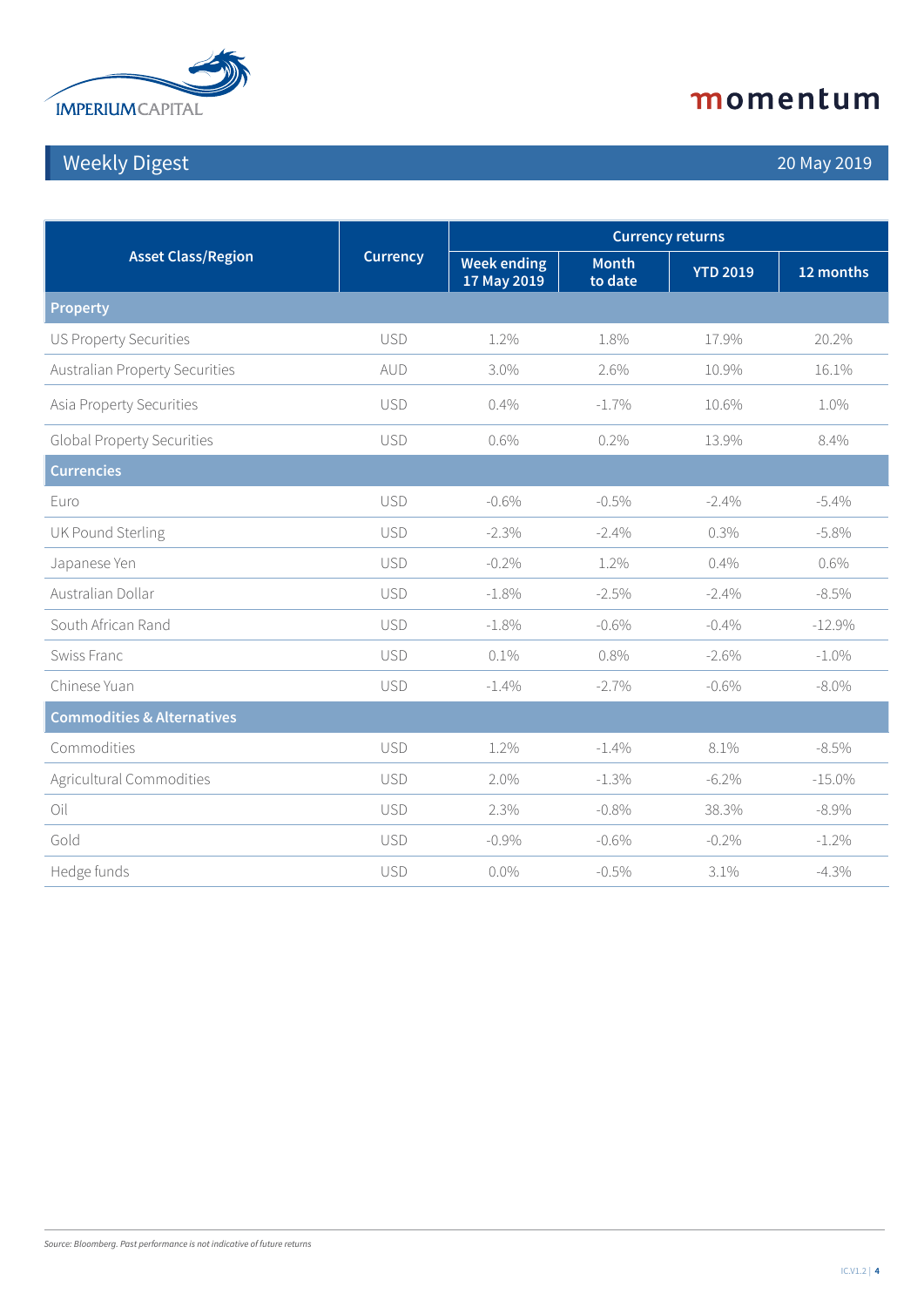# Weekly Digest

20 May 2019

| Asset Class/Region | Currency | Currency returns | | | |
|---|---|---|---|---|---|
| | | Week ending 17 May 2019 | Month to date | YTD 2019 | 12 months |
| **Property** | | | | | |
| US Property Securities | USD | 1.2% | 1.8% | 17.9% | 20.2% |
| Australian Property Securities | AUD | 3.0% | 2.6% | 10.9% | 16.1% |
| Asia Property Securities | USD | 0.4% | -1.7% | 10.6% | 1.0% |
| Global Property Securities | USD | 0.6% | 0.2% | 13.9% | 8.4% |
| **Currencies** | | | | | |
| Euro | USD | -0.6% | -0.5% | -2.4% | -5.4% |
| UK Pound Sterling | USD | -2.3% | -2.4% | 0.3% | -5.8% |
| Japanese Yen | USD | -0.2% | 1.2% | 0.4% | 0.6% |
| Australian Dollar | USD | -1.8% | -2.5% | -2.4% | -8.5% |
| South African Rand | USD | -1.8% | -0.6% | -0.4% | -12.9% |
| Swiss Franc | USD | 0.1% | 0.8% | -2.6% | -1.0% |
| Chinese Yuan | USD | -1.4% | -2.7% | -0.6% | -8.0% |
| **Commodities & Alternatives** | | | | | |
| Commodities | USD | 1.2% | -1.4% | 8.1% | -8.5% |
| Agricultural Commodities | USD | 2.0% | -1.3% | -6.2% | -15.0% |
| Oil | USD | 2.3% | -0.8% | 38.3% | -8.9% |
| Gold | USD | -0.9% | -0.6% | -0.2% | -1.2% |
| Hedge funds | USD | 0.0% | -0.5% | 3.1% | -4.3% |

*Source: Bloomberg. Past performance is not indicative of future returns*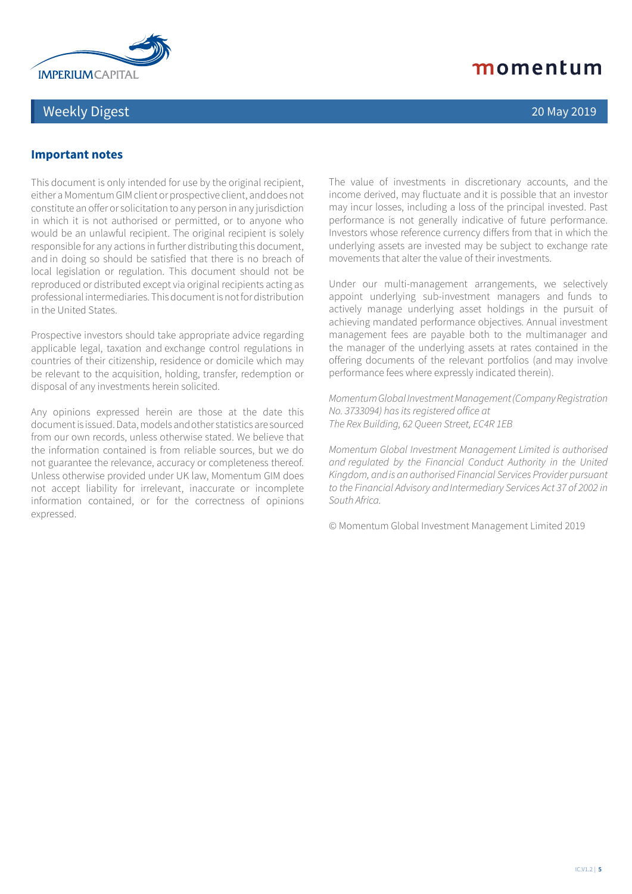## Important notes

This document is only intended for use by the original recipient, either a Momentum GIM client or prospective client, and does not constitute an offer or solicitation to any person in any jurisdiction in which it is not authorised or permitted, or to anyone who would be an unlawful recipient. The original recipient is solely responsible for any actions in further distributing this document, and in doing so should be satisfied that there is no breach of local legislation or regulation. This document should not be reproduced or distributed except via original recipients acting as professional intermediaries. This document is not for distribution in the United States.

Prospective investors should take appropriate advice regarding applicable legal, taxation and exchange control regulations in countries of their citizenship, residence or domicile which may be relevant to the acquisition, holding, transfer, redemption or disposal of any investments herein solicited.

Any opinions expressed herein are those at the date this document is issued. Data, models and other statistics are sourced from our own records, unless otherwise stated. We believe that the information contained is from reliable sources, but we do not guarantee the relevance, accuracy or completeness thereof. Unless otherwise provided under UK law, Momentum GIM does not accept liability for irrelevant, inaccurate or incomplete information contained, or for the correctness of opinions expressed.

The value of investments in discretionary accounts, and the income derived, may fluctuate and it is possible that an investor may incur losses, including a loss of the principal invested. Past performance is not generally indicative of future performance. Investors whose reference currency differs from that in which the underlying assets are invested may be subject to exchange rate movements that alter the value of their investments.

Under our multi-management arrangements, we selectively appoint underlying sub-investment managers and funds to actively manage underlying asset holdings in the pursuit of achieving mandated performance objectives. Annual investment management fees are payable both to the multimanager and the manager of the underlying assets at rates contained in the offering documents of the relevant portfolios (and may involve performance fees where expressly indicated therein).

*Momentum Global Investment Management (Company Registration No. 3733094) has its registered office at The Rex Building, 62 Queen Street, EC4R 1EB*

*Momentum Global Investment Management Limited is authorised and regulated by the Financial Conduct Authority in the United Kingdom, and is an authorised Financial Services Provider pursuant to the Financial Advisory and Intermediary Services Act 37 of 2002 in South Africa.*

© Momentum Global Investment Management Limited 2019